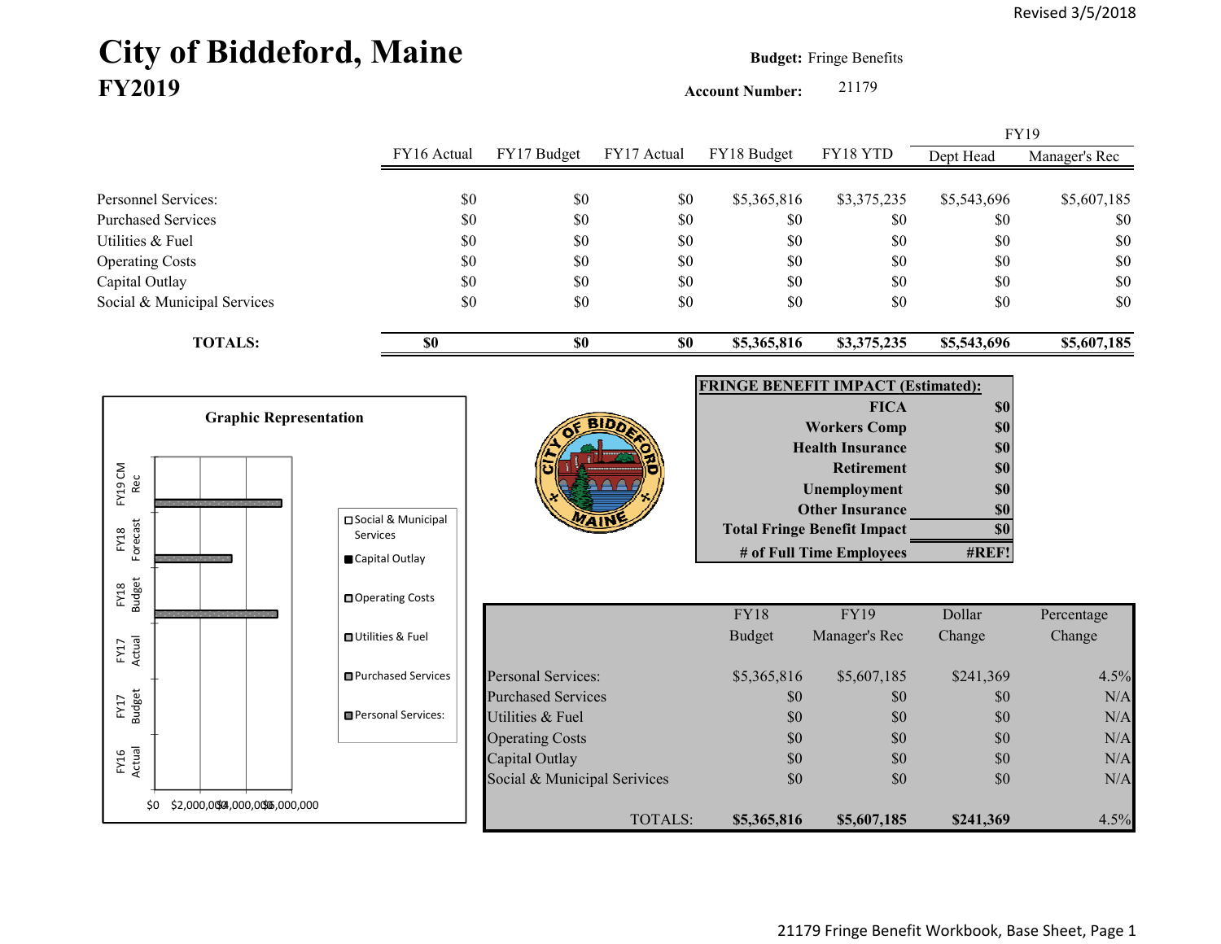# City of Biddeford, Maine

## FY2019

**Budget:** Fringe Benefits

**Account Number:** 21179

| | FY16 Actual | FY17 Budget | FY17 Actual | FY18 Budget | FY18 YTD | FY19 Dept Head | FY19 Manager's Rec |
|---|---|---|---|---|---|---|---|
| Personnel Services: | $0 | $0 | $0 | $5,365,816 | $3,375,235 | $5,543,696 | $5,607,185 |
| Purchased Services | $0 | $0 | $0 | $0 | $0 | $0 | $0 |
| Utilities & Fuel | $0 | $0 | $0 | $0 | $0 | $0 | $0 |
| Operating Costs | $0 | $0 | $0 | $0 | $0 | $0 | $0 |
| Capital Outlay | $0 | $0 | $0 | $0 | $0 | $0 | $0 |
| Social & Municipal Services | $0 | $0 | $0 | $0 | $0 | $0 | $0 |
| **TOTALS:** | **$0** | **$0** | **$0** | **$5,365,816** | **$3,375,235** | **$5,543,696** | **$5,607,185** |

**Graphic Representation**

Categories: FY19 CM Rec, FY18 Forecast, FY18 Budget, FY17 Actual, FY17 Budget, FY16 Actual

Axis: $0, $2,000,000, $4,000,000, $6,000,000

Legend: Social & Municipal Services, Capital Outlay, Operating Costs, Utilities & Fuel, Purchased Services, Personal Services:

| **FRINGE BENEFIT IMPACT (Estimated):** | |
|---|---|
| **FICA** | **$0** |
| **Workers Comp** | **$0** |
| **Health Insurance** | **$0** |
| **Retirement** | **$0** |
| **Unemployment** | **$0** |
| **Other Insurance** | **$0** |
| **Total Fringe Benefit Impact** | **$0** |
| **# of Full Time Employees** | **#REF!** |

| | FY18 Budget | FY19 Manager's Rec | Dollar Change | Percentage Change |
|---|---|---|---|---|
| Personal Services: | $5,365,816 | $5,607,185 | $241,369 | 4.5% |
| Purchased Services | $0 | $0 | $0 | N/A |
| Utilities & Fuel | $0 | $0 | $0 | N/A |
| Operating Costs | $0 | $0 | $0 | N/A |
| Capital Outlay | $0 | $0 | $0 | N/A |
| Social & Municipal Services | $0 | $0 | $0 | N/A |
| TOTALS: | **$5,365,816** | **$5,607,185** | **$241,369** | 4.5% |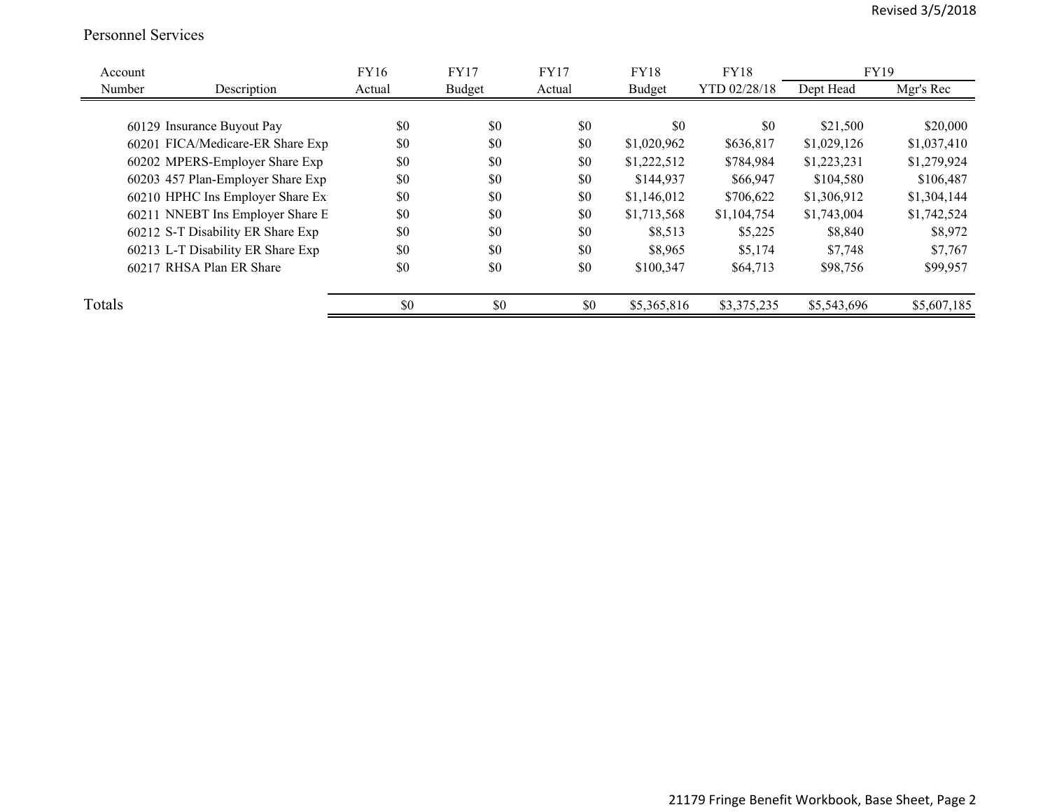Personnel Services

| Account Number | Description | FY16 Actual | FY17 Budget | FY17 Actual | FY18 Budget | FY18 YTD 02/28/18 | FY19 Dept Head | FY19 Mgr's Rec |
|---|---|---|---|---|---|---|---|---|
| 60129 | Insurance Buyout Pay | $0 | $0 | $0 | $0 | $0 | $21,500 | $20,000 |
| 60201 | FICA/Medicare-ER Share Exp | $0 | $0 | $0 | $1,020,962 | $636,817 | $1,029,126 | $1,037,410 |
| 60202 | MPERS-Employer Share Exp | $0 | $0 | $0 | $1,222,512 | $784,984 | $1,223,231 | $1,279,924 |
| 60203 | 457 Plan-Employer Share Exp | $0 | $0 | $0 | $144,937 | $66,947 | $104,580 | $106,487 |
| 60210 | HPHC Ins Employer Share Ex | $0 | $0 | $0 | $1,146,012 | $706,622 | $1,306,912 | $1,304,144 |
| 60211 | NNEBT Ins Employer Share E | $0 | $0 | $0 | $1,713,568 | $1,104,754 | $1,743,004 | $1,742,524 |
| 60212 | S-T Disability ER Share Exp | $0 | $0 | $0 | $8,513 | $5,225 | $8,840 | $8,972 |
| 60213 | L-T Disability ER Share Exp | $0 | $0 | $0 | $8,965 | $5,174 | $7,748 | $7,767 |
| 60217 | RHSA Plan ER Share | $0 | $0 | $0 | $100,347 | $64,713 | $98,756 | $99,957 |
| Totals | | $0 | $0 | $0 | $5,365,816 | $3,375,235 | $5,543,696 | $5,607,185 |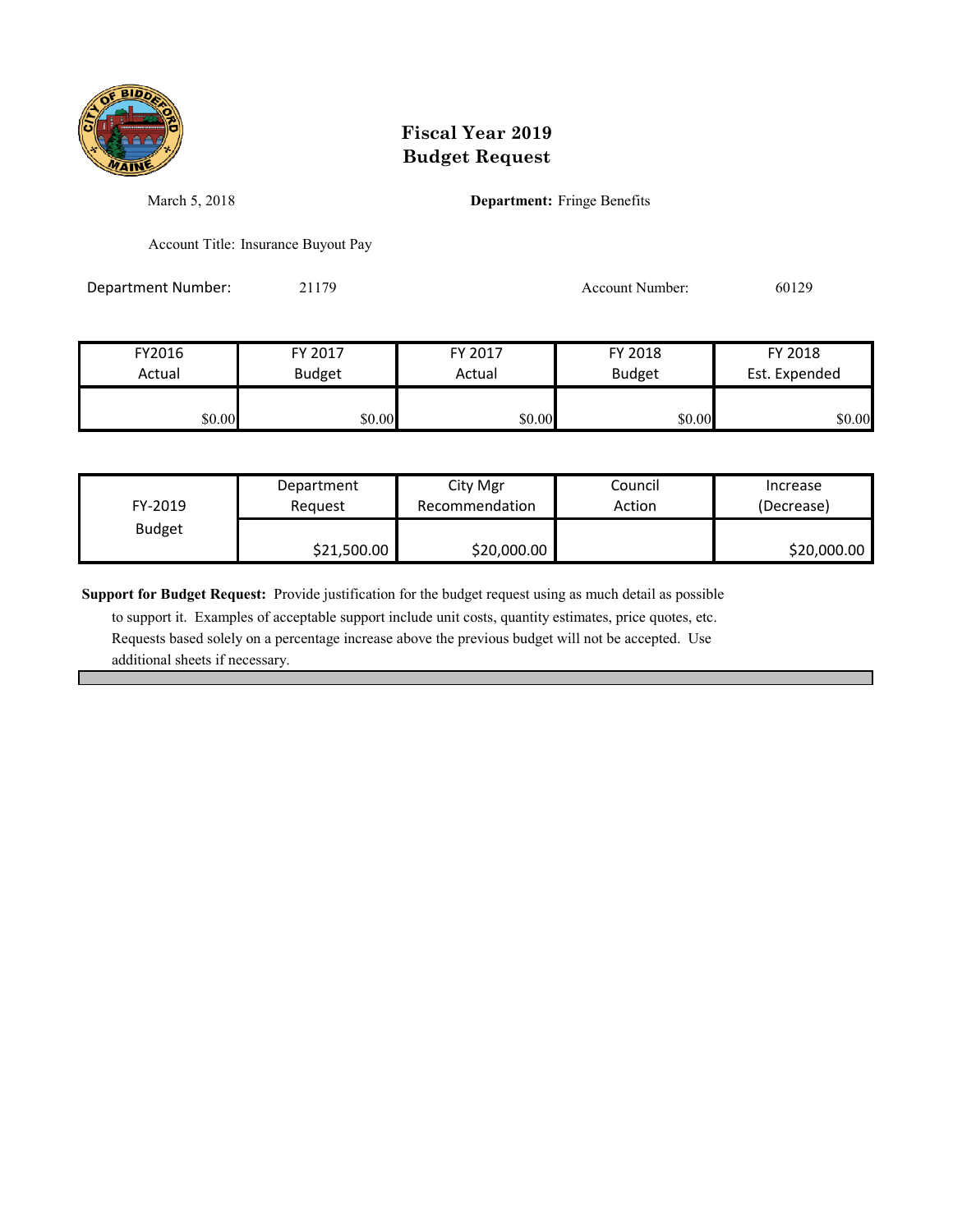# Fiscal Year 2019 Budget Request

March 5, 2018

**Department:** Fringe Benefits

Account Title: Insurance Buyout Pay

Department Number: 21179

Account Number: 60129

| FY2016 Actual | FY 2017 Budget | FY 2017 Actual | FY 2018 Budget | FY 2018 Est. Expended |
|---|---|---|---|---|
| $0.00 | $0.00 | $0.00 | $0.00 | $0.00 |

| FY-2019 Budget | Department Request | City Mgr Recommendation | Council Action | Increase (Decrease) |
|---|---|---|---|---|
| | $21,500.00 | $20,000.00 | | $20,000.00 |

**Support for Budget Request:** Provide justification for the budget request using as much detail as possible to support it. Examples of acceptable support include unit costs, quantity estimates, price quotes, etc. Requests based solely on a percentage increase above the previous budget will not be accepted. Use additional sheets if necessary.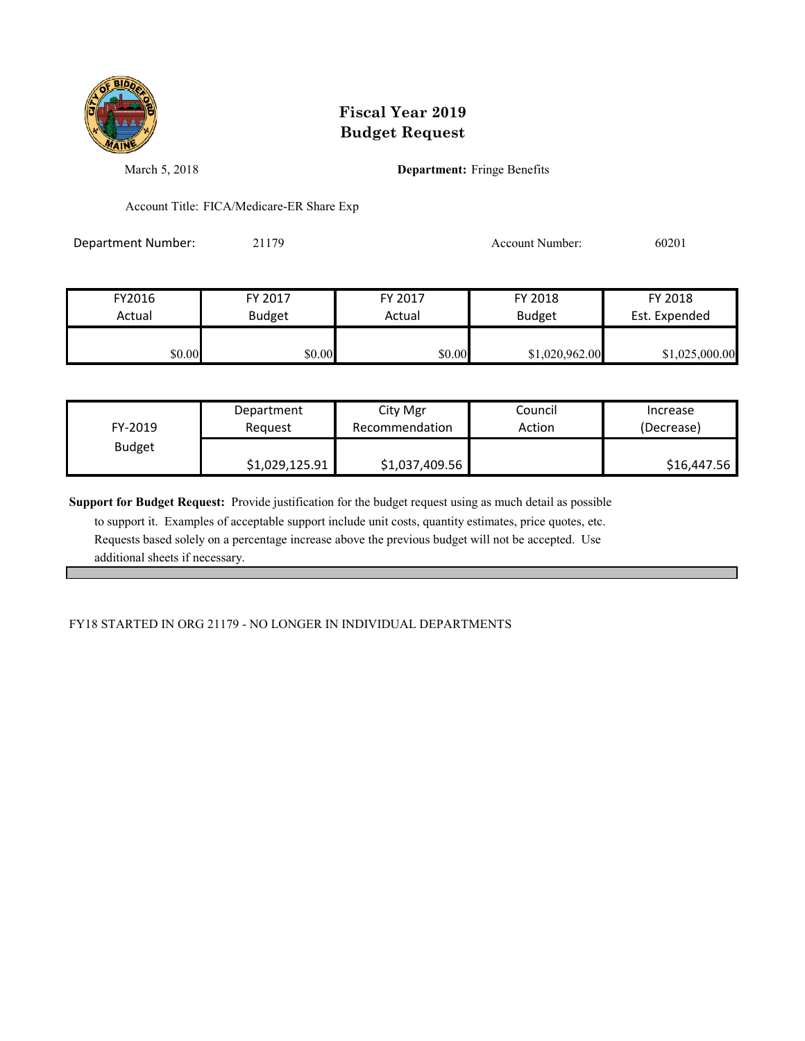# Fiscal Year 2019
# Budget Request

March 5, 2018

**Department:** Fringe Benefits

Account Title: FICA/Medicare-ER Share Exp

Department Number: 21179

Account Number: 60201

| FY2016 Actual | FY 2017 Budget | FY 2017 Actual | FY 2018 Budget | FY 2018 Est. Expended |
|---|---|---|---|---|
| $0.00 | $0.00 | $0.00 | $1,020,962.00 | $1,025,000.00 |

| FY-2019 Budget | Department Request | City Mgr Recommendation | Council Action | Increase (Decrease) |
|---|---|---|---|---|
| | $1,029,125.91 | $1,037,409.56 | | $16,447.56 |

**Support for Budget Request:** Provide justification for the budget request using as much detail as possible to support it. Examples of acceptable support include unit costs, quantity estimates, price quotes, etc. Requests based solely on a percentage increase above the previous budget will not be accepted. Use additional sheets if necessary.

FY18 STARTED IN ORG 21179 - NO LONGER IN INDIVIDUAL DEPARTMENTS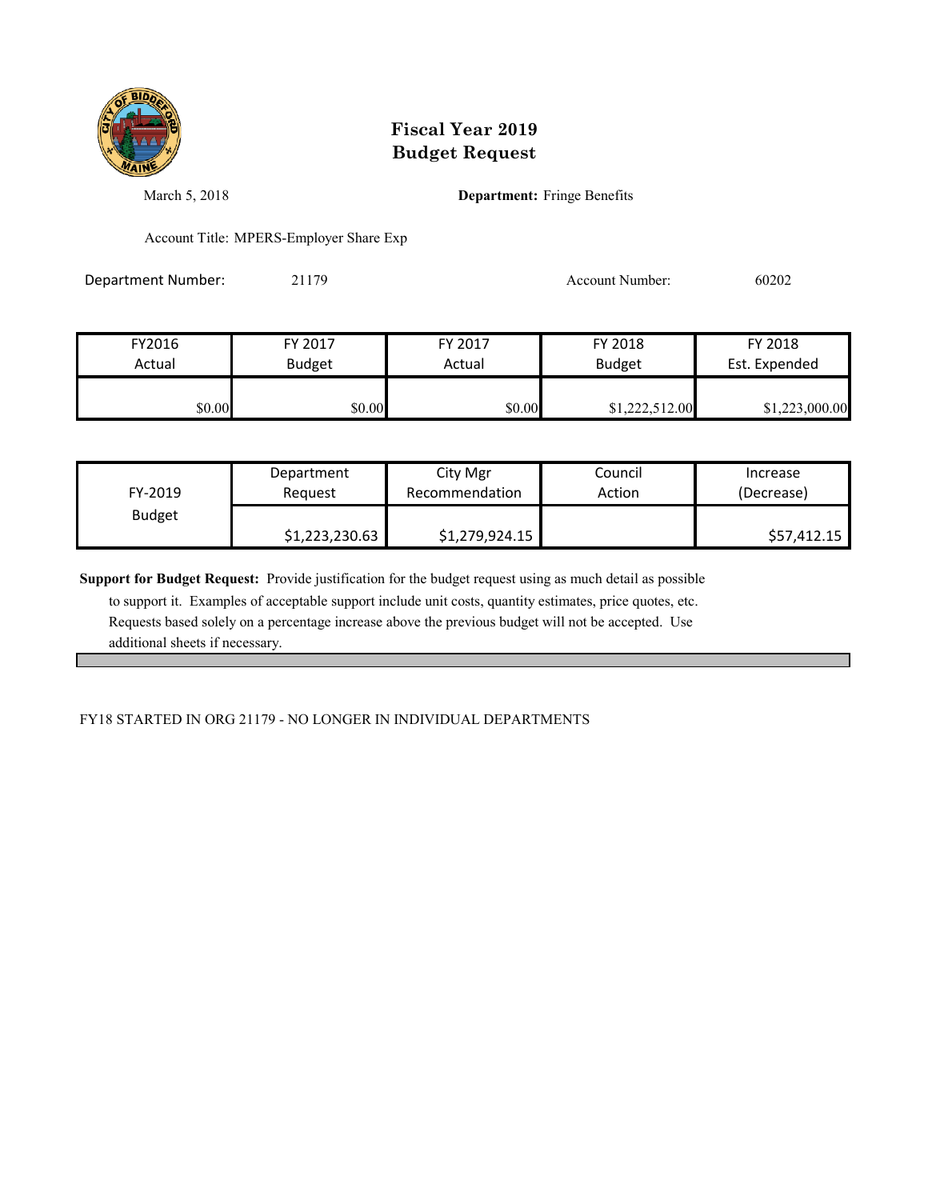# Fiscal Year 2019
# Budget Request

March 5, 2018 **Department:** Fringe Benefits

Account Title: MPERS-Employer Share Exp

Department Number: 21179 Account Number: 60202

| FY2016 Actual | FY 2017 Budget | FY 2017 Actual | FY 2018 Budget | FY 2018 Est. Expended |
|---|---|---|---|---|
| $0.00 | $0.00 | $0.00 | $1,222,512.00 | $1,223,000.00 |

| FY-2019 Budget | Department Request | City Mgr Recommendation | Council Action | Increase (Decrease) |
|---|---|---|---|---|
| | $1,223,230.63 | $1,279,924.15 | | $57,412.15 |

**Support for Budget Request:** Provide justification for the budget request using as much detail as possible to support it. Examples of acceptable support include unit costs, quantity estimates, price quotes, etc. Requests based solely on a percentage increase above the previous budget will not be accepted. Use additional sheets if necessary.

FY18 STARTED IN ORG 21179 - NO LONGER IN INDIVIDUAL DEPARTMENTS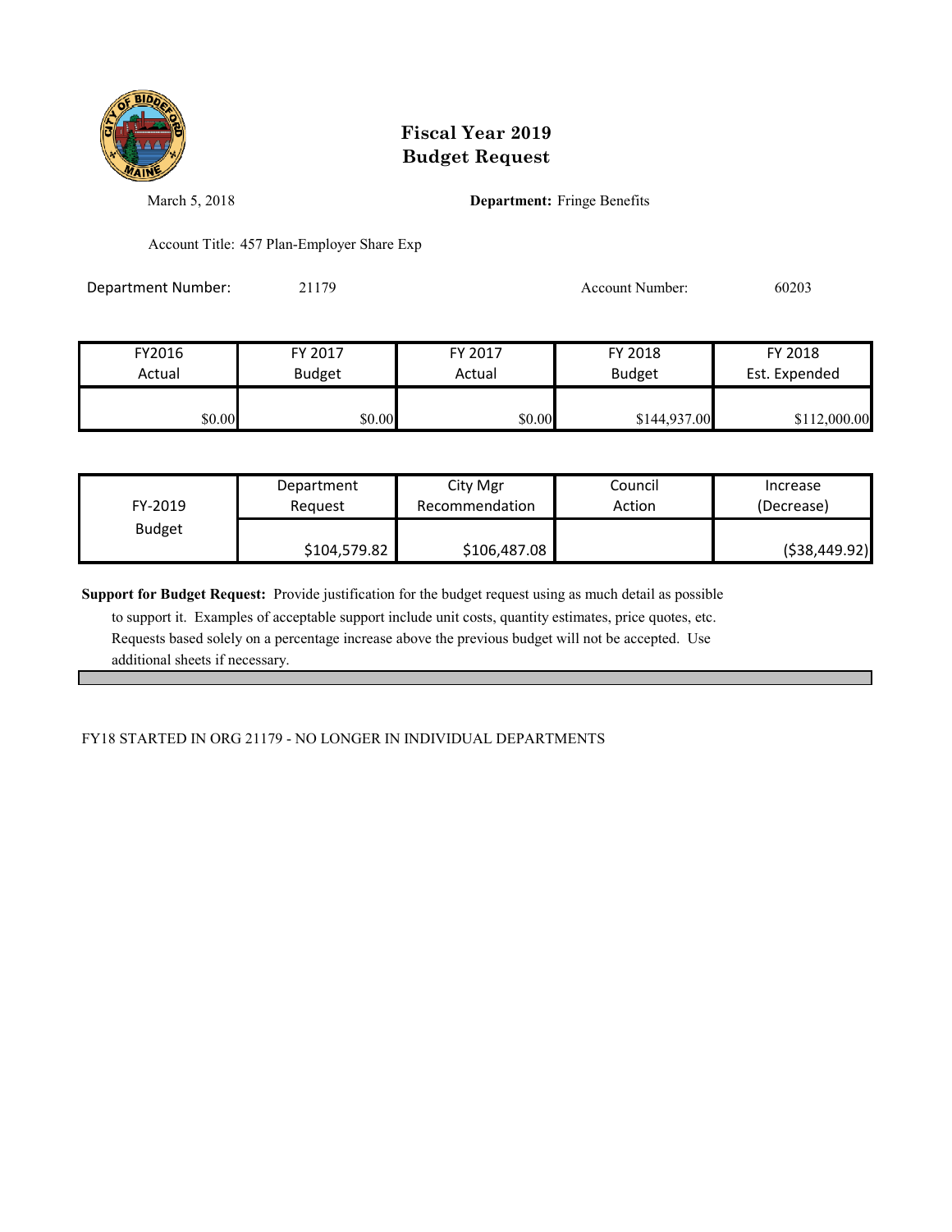# Fiscal Year 2019
# Budget Request

March 5, 2018

**Department:** Fringe Benefits

Account Title: 457 Plan-Employer Share Exp

Department Number: 21179

Account Number: 60203

| FY2016 Actual | FY 2017 Budget | FY 2017 Actual | FY 2018 Budget | FY 2018 Est. Expended |
|---|---|---|---|---|
| $0.00 | $0.00 | $0.00 | $144,937.00 | $112,000.00 |

| FY-2019 Budget | Department Request | City Mgr Recommendation | Council Action | Increase (Decrease) |
|---|---|---|---|---|
| | $104,579.82 | $106,487.08 | | ($38,449.92) |

**Support for Budget Request:** Provide justification for the budget request using as much detail as possible to support it. Examples of acceptable support include unit costs, quantity estimates, price quotes, etc. Requests based solely on a percentage increase above the previous budget will not be accepted. Use additional sheets if necessary.

FY18 STARTED IN ORG 21179 - NO LONGER IN INDIVIDUAL DEPARTMENTS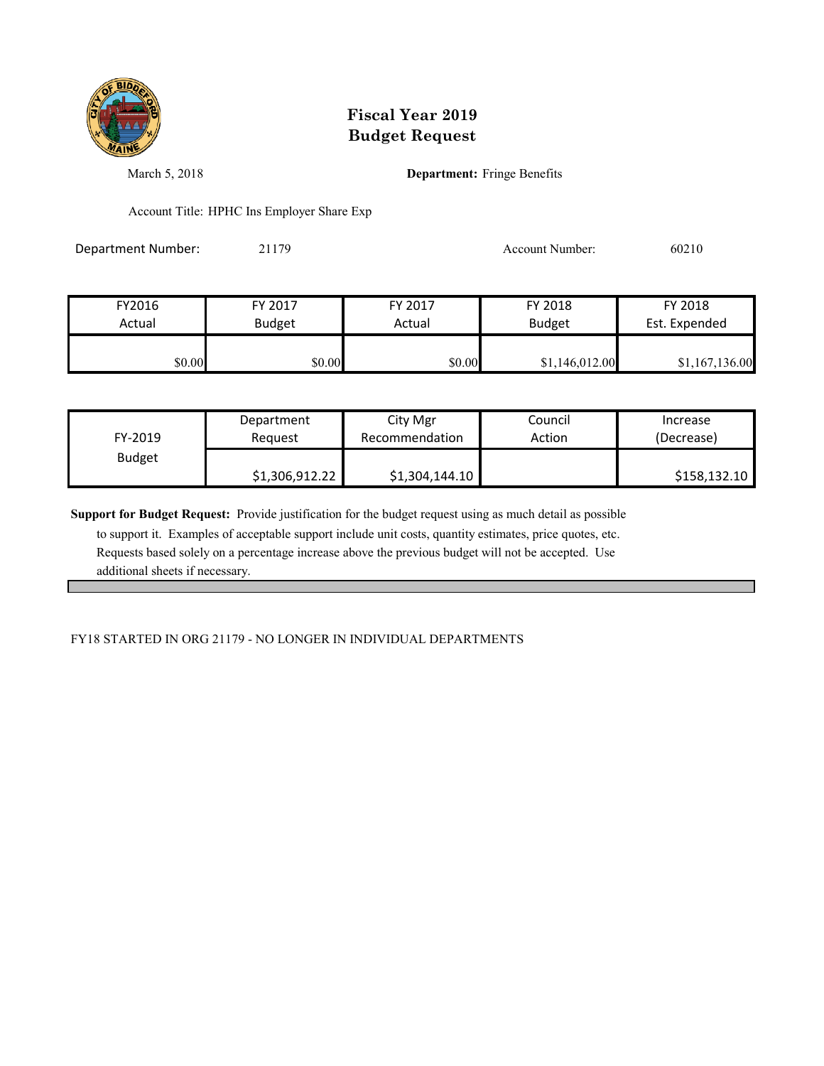# Fiscal Year 2019
# Budget Request

March 5, 2018

**Department:** Fringe Benefits

Account Title: HPHC Ins Employer Share Exp

Department Number: 21179

Account Number: 60210

| FY2016 Actual | FY 2017 Budget | FY 2017 Actual | FY 2018 Budget | FY 2018 Est. Expended |
|---|---|---|---|---|
| $0.00 | $0.00 | $0.00 | $1,146,012.00 | $1,167,136.00 |

| FY-2019 Budget | Department Request | City Mgr Recommendation | Council Action | Increase (Decrease) |
|---|---|---|---|---|
| | $1,306,912.22 | $1,304,144.10 | | $158,132.10 |

**Support for Budget Request:** Provide justification for the budget request using as much detail as possible to support it. Examples of acceptable support include unit costs, quantity estimates, price quotes, etc. Requests based solely on a percentage increase above the previous budget will not be accepted. Use additional sheets if necessary.

FY18 STARTED IN ORG 21179 - NO LONGER IN INDIVIDUAL DEPARTMENTS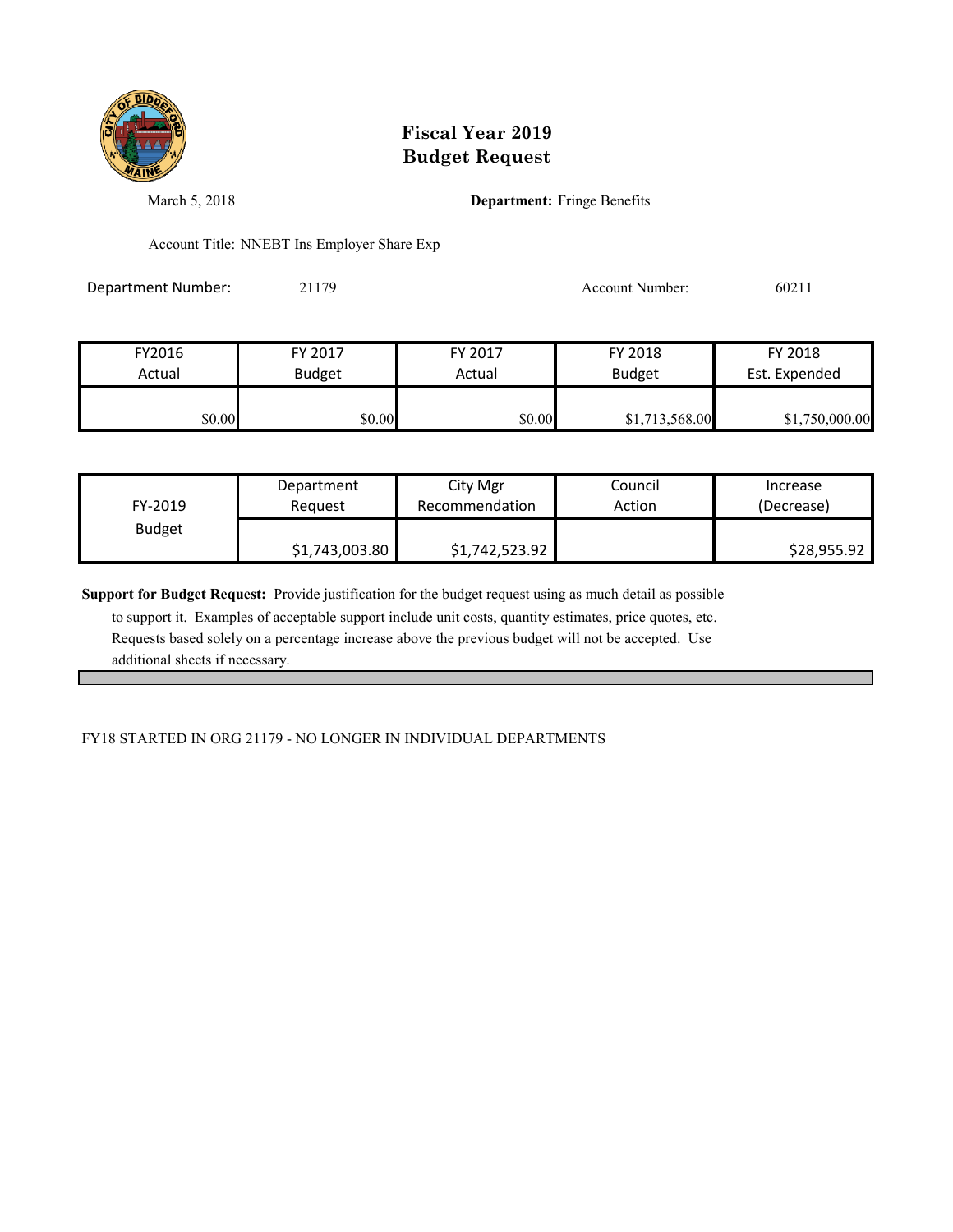# Fiscal Year 2019
# Budget Request

March 5, 2018

**Department:** Fringe Benefits

Account Title: NNEBT Ins Employer Share Exp

Department Number: 21179

Account Number: 60211

| FY2016 Actual | FY 2017 Budget | FY 2017 Actual | FY 2018 Budget | FY 2018 Est. Expended |
|---|---|---|---|---|
| $0.00 | $0.00 | $0.00 | $1,713,568.00 | $1,750,000.00 |

| FY-2019 Budget | Department Request | City Mgr Recommendation | Council Action | Increase (Decrease) |
|---|---|---|---|---|
| | $1,743,003.80 | $1,742,523.92 | | $28,955.92 |

**Support for Budget Request:** Provide justification for the budget request using as much detail as possible to support it. Examples of acceptable support include unit costs, quantity estimates, price quotes, etc. Requests based solely on a percentage increase above the previous budget will not be accepted. Use additional sheets if necessary.

FY18 STARTED IN ORG 21179 - NO LONGER IN INDIVIDUAL DEPARTMENTS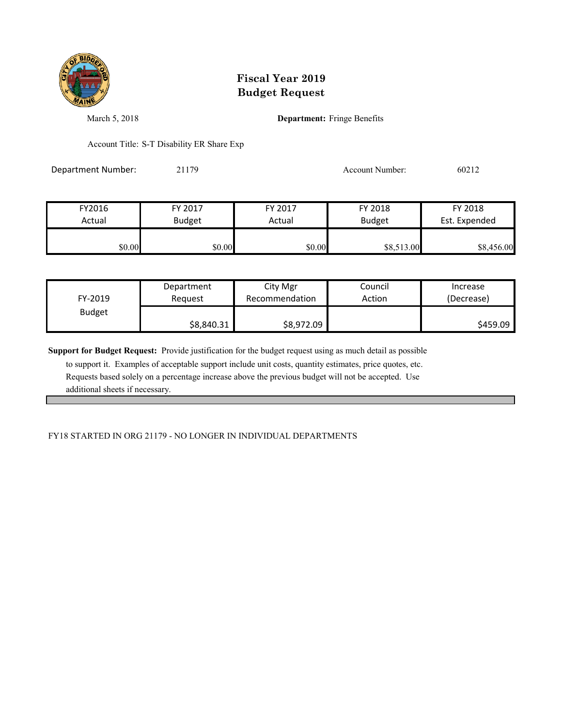# Fiscal Year 2019
# Budget Request

March 5, 2018

**Department:** Fringe Benefits

Account Title: S-T Disability ER Share Exp

Department Number: 21179

Account Number: 60212

| FY2016 Actual | FY 2017 Budget | FY 2017 Actual | FY 2018 Budget | FY 2018 Est. Expended |
|---|---|---|---|---|
| $0.00 | $0.00 | $0.00 | $8,513.00 | $8,456.00 |

| FY-2019 Budget | Department Request | City Mgr Recommendation | Council Action | Increase (Decrease) |
|---|---|---|---|---|
| | $8,840.31 | $8,972.09 | | $459.09 |

**Support for Budget Request:** Provide justification for the budget request using as much detail as possible to support it. Examples of acceptable support include unit costs, quantity estimates, price quotes, etc. Requests based solely on a percentage increase above the previous budget will not be accepted. Use additional sheets if necessary.

FY18 STARTED IN ORG 21179 - NO LONGER IN INDIVIDUAL DEPARTMENTS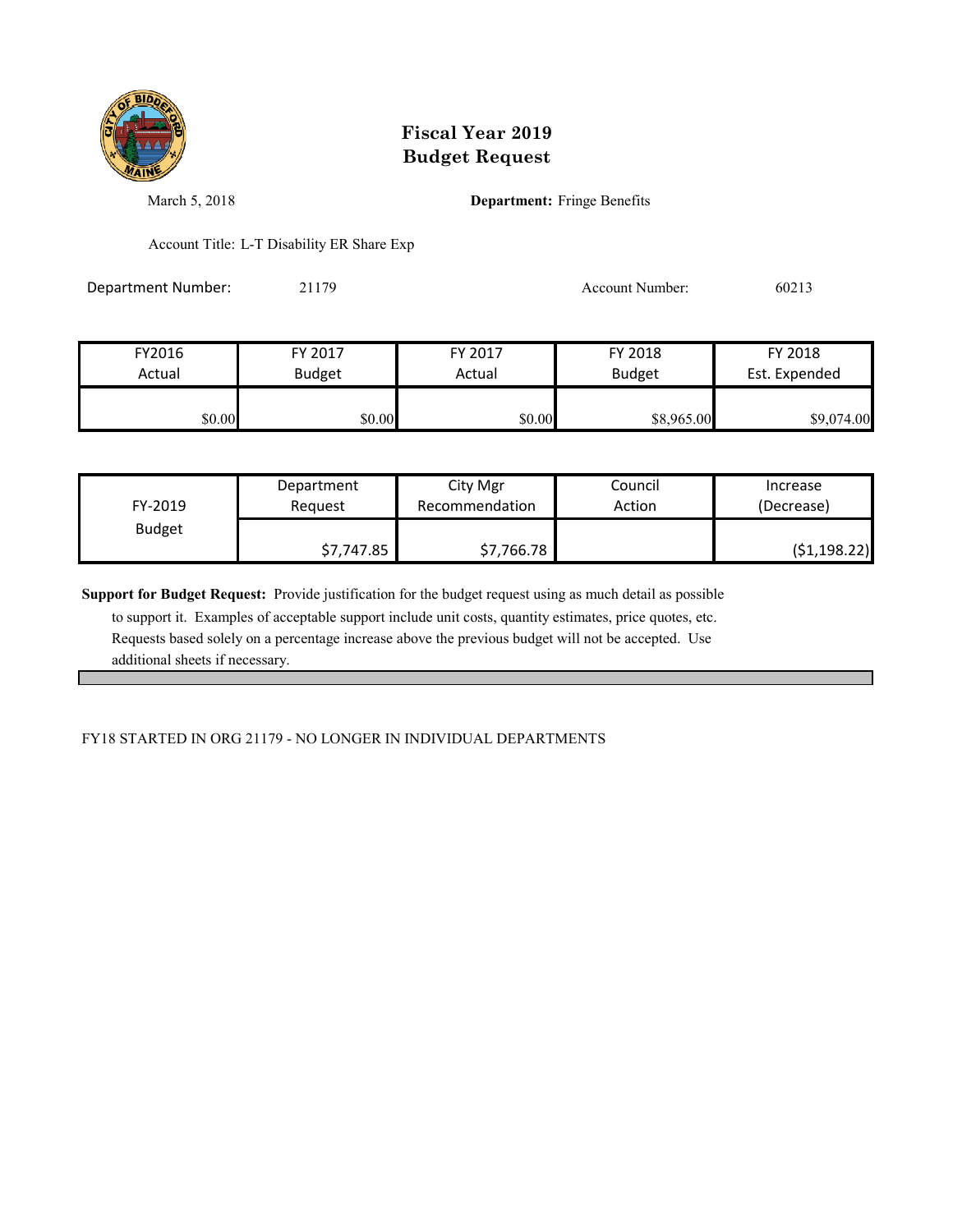# Fiscal Year 2019
# Budget Request

March 5, 2018

**Department:** Fringe Benefits

Account Title: L-T Disability ER Share Exp

Department Number: 21179

Account Number: 60213

| FY2016 Actual | FY 2017 Budget | FY 2017 Actual | FY 2018 Budget | FY 2018 Est. Expended |
|---|---|---|---|---|
| $0.00 | $0.00 | $0.00 | $8,965.00 | $9,074.00 |

| FY-2019 Budget | Department Request | City Mgr Recommendation | Council Action | Increase (Decrease) |
|---|---|---|---|---|
| | $7,747.85 | $7,766.78 | | ($1,198.22) |

**Support for Budget Request:** Provide justification for the budget request using as much detail as possible to support it. Examples of acceptable support include unit costs, quantity estimates, price quotes, etc. Requests based solely on a percentage increase above the previous budget will not be accepted. Use additional sheets if necessary.

FY18 STARTED IN ORG 21179 - NO LONGER IN INDIVIDUAL DEPARTMENTS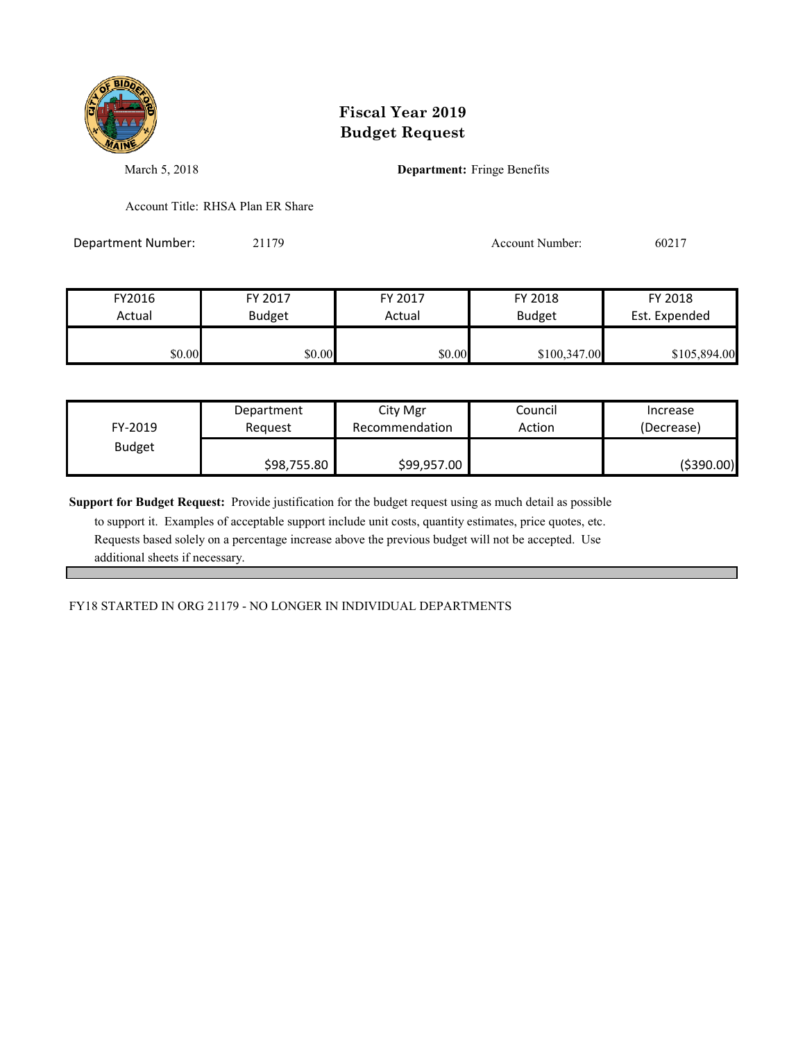# Fiscal Year 2019
# Budget Request

March 5, 2018

**Department:** Fringe Benefits

Account Title: RHSA Plan ER Share

Department Number: 21179

Account Number: 60217

| FY2016 Actual | FY 2017 Budget | FY 2017 Actual | FY 2018 Budget | FY 2018 Est. Expended |
|---|---|---|---|---|
| $0.00 | $0.00 | $0.00 | $100,347.00 | $105,894.00 |

| FY-2019 Budget | Department Request | City Mgr Recommendation | Council Action | Increase (Decrease) |
|---|---|---|---|---|
| | $98,755.80 | $99,957.00 | | ($390.00) |

**Support for Budget Request:** Provide justification for the budget request using as much detail as possible to support it. Examples of acceptable support include unit costs, quantity estimates, price quotes, etc. Requests based solely on a percentage increase above the previous budget will not be accepted. Use additional sheets if necessary.

FY18 STARTED IN ORG 21179 - NO LONGER IN INDIVIDUAL DEPARTMENTS